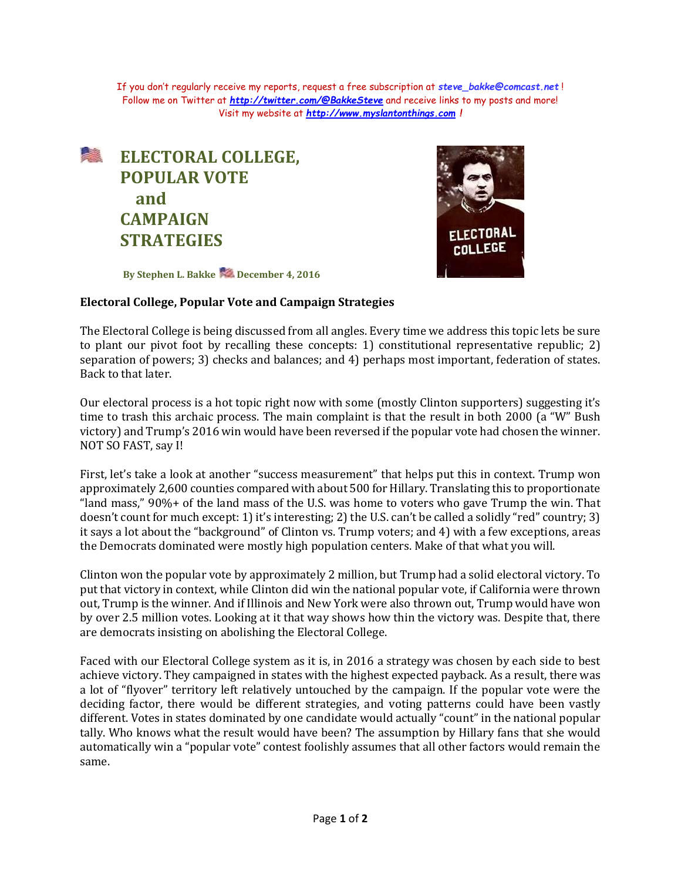If you don't regularly receive my reports, request a free subscription at ***steve_bakke@comcast.net*** !
Follow me on Twitter at **http://twitter.com/@BakkeSteve** and receive links to my posts and more!
Visit my website at **http://www.myslantonthings.com** !

# ELECTORAL COLLEGE, POPULAR VOTE and CAMPAIGN STRATEGIES

**By Stephen L. Bakke December 4, 2016**

**Electoral College, Popular Vote and Campaign Strategies**

The Electoral College is being discussed from all angles. Every time we address this topic lets be sure to plant our pivot foot by recalling these concepts: 1) constitutional representative republic; 2) separation of powers; 3) checks and balances; and 4) perhaps most important, federation of states. Back to that later.

Our electoral process is a hot topic right now with some (mostly Clinton supporters) suggesting it's time to trash this archaic process. The main complaint is that the result in both 2000 (a "W" Bush victory) and Trump's 2016 win would have been reversed if the popular vote had chosen the winner. NOT SO FAST, say I!

First, let's take a look at another "success measurement" that helps put this in context. Trump won approximately 2,600 counties compared with about 500 for Hillary. Translating this to proportionate "land mass," 90%+ of the land mass of the U.S. was home to voters who gave Trump the win. That doesn't count for much except: 1) it's interesting; 2) the U.S. can't be called a solidly "red" country; 3) it says a lot about the "background" of Clinton vs. Trump voters; and 4) with a few exceptions, areas the Democrats dominated were mostly high population centers. Make of that what you will.

Clinton won the popular vote by approximately 2 million, but Trump had a solid electoral victory. To put that victory in context, while Clinton did win the national popular vote, if California were thrown out, Trump is the winner. And if Illinois and New York were also thrown out, Trump would have won by over 2.5 million votes. Looking at it that way shows how thin the victory was. Despite that, there are democrats insisting on abolishing the Electoral College.

Faced with our Electoral College system as it is, in 2016 a strategy was chosen by each side to best achieve victory. They campaigned in states with the highest expected payback. As a result, there was a lot of "flyover" territory left relatively untouched by the campaign. If the popular vote were the deciding factor, there would be different strategies, and voting patterns could have been vastly different. Votes in states dominated by one candidate would actually "count" in the national popular tally. Who knows what the result would have been? The assumption by Hillary fans that she would automatically win a "popular vote" contest foolishly assumes that all other factors would remain the same.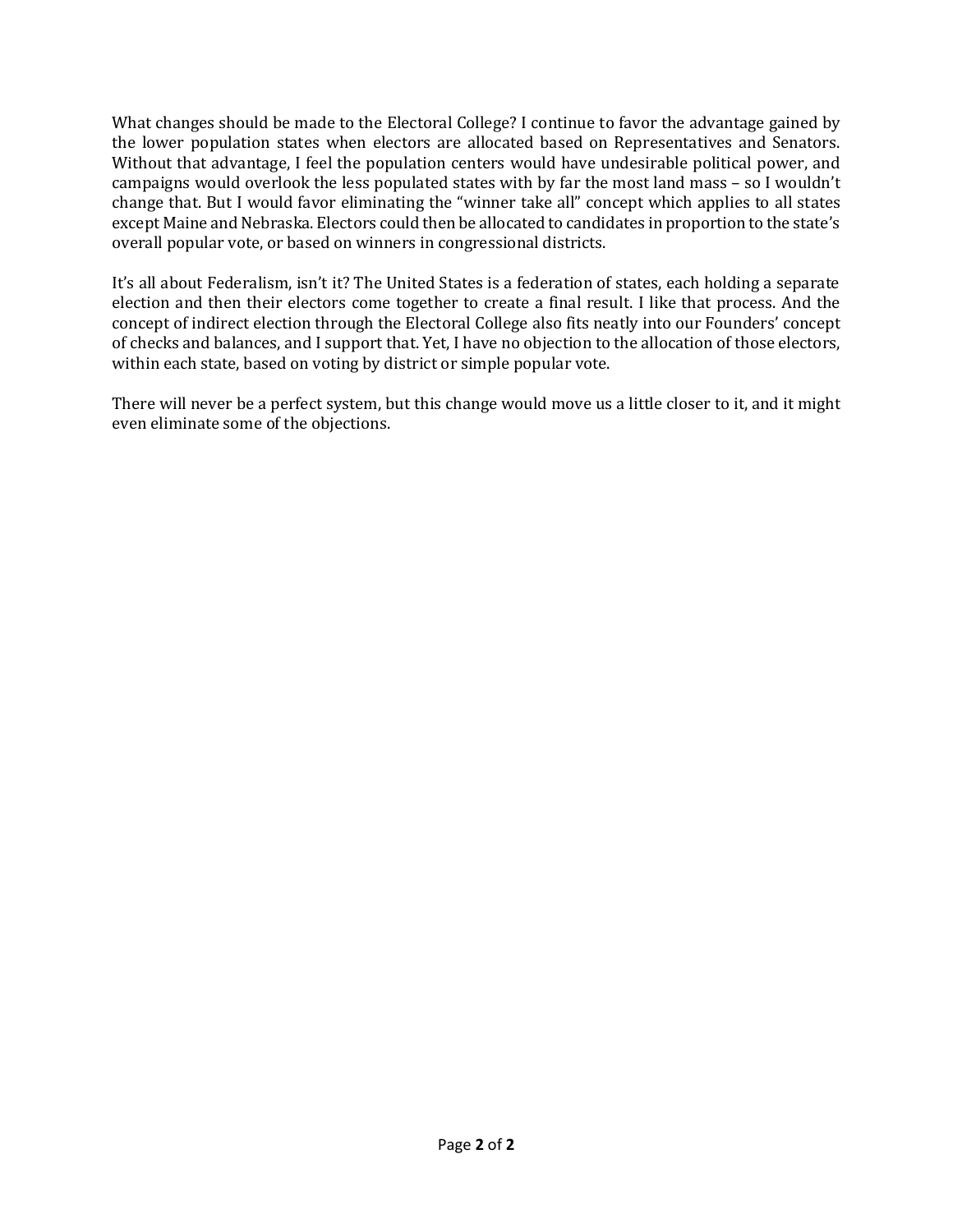What changes should be made to the Electoral College? I continue to favor the advantage gained by the lower population states when electors are allocated based on Representatives and Senators. Without that advantage, I feel the population centers would have undesirable political power, and campaigns would overlook the less populated states with by far the most land mass – so I wouldn't change that. But I would favor eliminating the "winner take all" concept which applies to all states except Maine and Nebraska. Electors could then be allocated to candidates in proportion to the state's overall popular vote, or based on winners in congressional districts.

It's all about Federalism, isn't it? The United States is a federation of states, each holding a separate election and then their electors come together to create a final result. I like that process. And the concept of indirect election through the Electoral College also fits neatly into our Founders' concept of checks and balances, and I support that. Yet, I have no objection to the allocation of those electors, within each state, based on voting by district or simple popular vote.

There will never be a perfect system, but this change would move us a little closer to it, and it might even eliminate some of the objections.